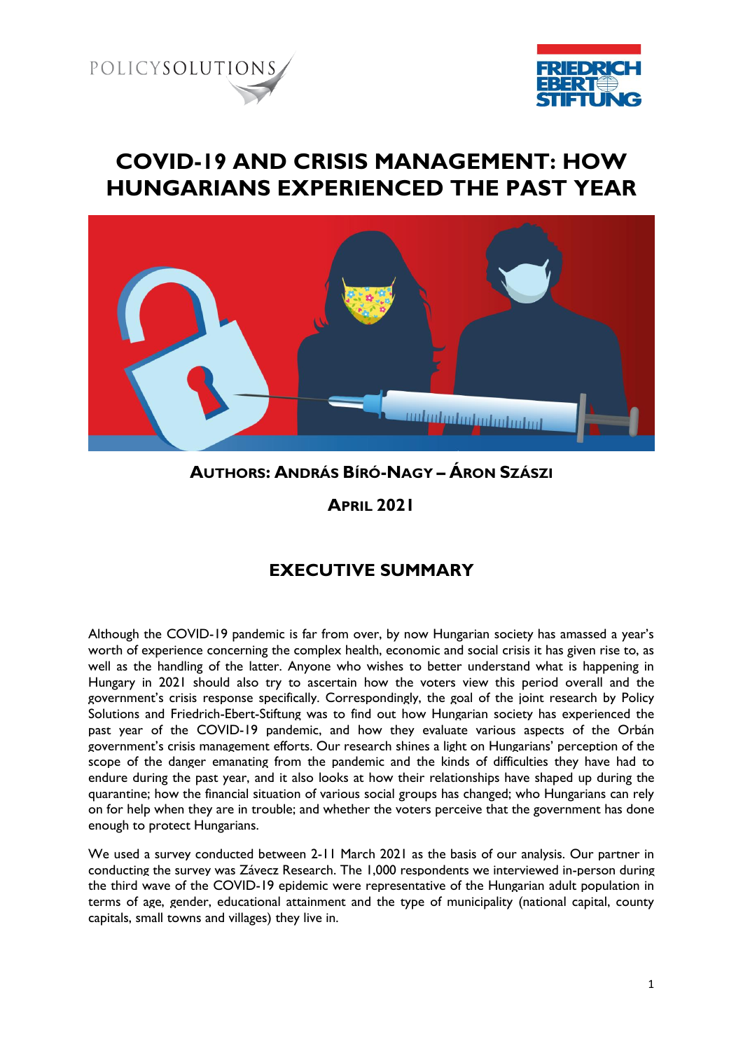POLICYSOLUTIONS

FRIEDRICH EBERT STIFTUNG

# COVID-19 AND CRISIS MANAGEMENT: HOW HUNGARIANS EXPERIENCED THE PAST YEAR

**AUTHORS: ANDRÁS BÍRÓ-NAGY – ÁRON SZÁSZI**

**APRIL 2021**

## EXECUTIVE SUMMARY

Although the COVID-19 pandemic is far from over, by now Hungarian society has amassed a year's worth of experience concerning the complex health, economic and social crisis it has given rise to, as well as the handling of the latter. Anyone who wishes to better understand what is happening in Hungary in 2021 should also try to ascertain how the voters view this period overall and the government's crisis response specifically. Correspondingly, the goal of the joint research by Policy Solutions and Friedrich-Ebert-Stiftung was to find out how Hungarian society has experienced the past year of the COVID-19 pandemic, and how they evaluate various aspects of the Orbán government's crisis management efforts. Our research shines a light on Hungarians' perception of the scope of the danger emanating from the pandemic and the kinds of difficulties they have had to endure during the past year, and it also looks at how their relationships have shaped up during the quarantine; how the financial situation of various social groups has changed; who Hungarians can rely on for help when they are in trouble; and whether the voters perceive that the government has done enough to protect Hungarians.

We used a survey conducted between 2-11 March 2021 as the basis of our analysis. Our partner in conducting the survey was Závecz Research. The 1,000 respondents we interviewed in-person during the third wave of the COVID-19 epidemic were representative of the Hungarian adult population in terms of age, gender, educational attainment and the type of municipality (national capital, county capitals, small towns and villages) they live in.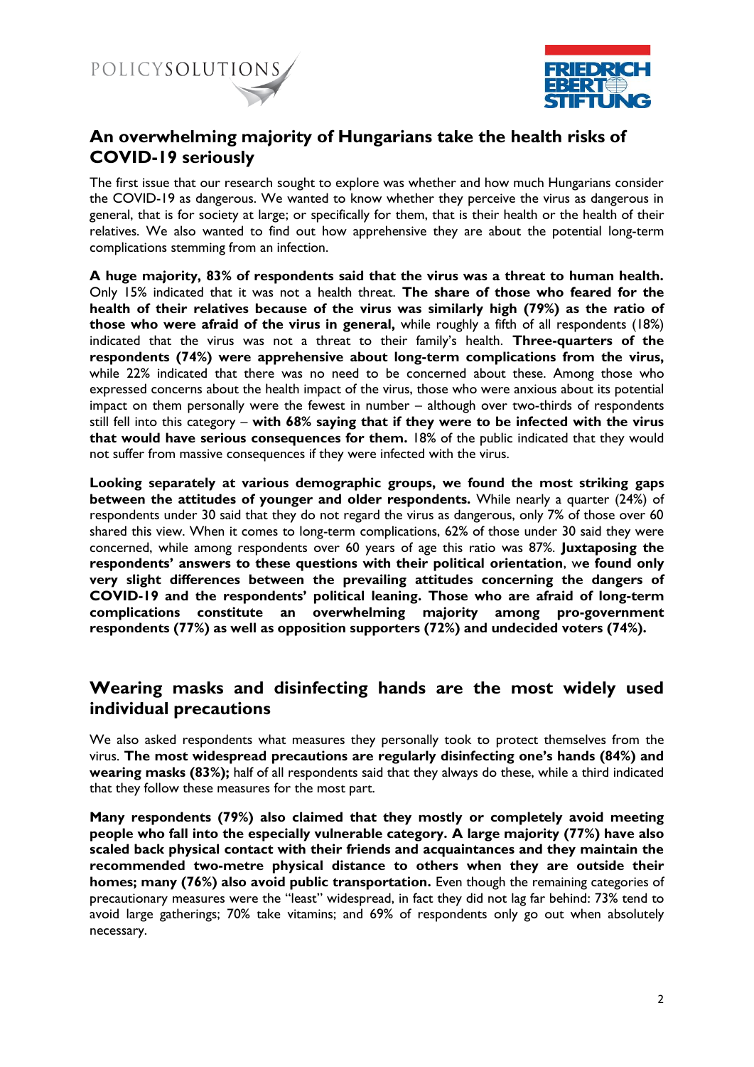## An overwhelming majority of Hungarians take the health risks of COVID-19 seriously

The first issue that our research sought to explore was whether and how much Hungarians consider the COVID-19 as dangerous. We wanted to know whether they perceive the virus as dangerous in general, that is for society at large; or specifically for them, that is their health or the health of their relatives. We also wanted to find out how apprehensive they are about the potential long-term complications stemming from an infection.

**A huge majority, 83% of respondents said that the virus was a threat to human health.** Only 15% indicated that it was not a health threat. **The share of those who feared for the health of their relatives because of the virus was similarly high (79%) as the ratio of those who were afraid of the virus in general,** while roughly a fifth of all respondents (18%) indicated that the virus was not a threat to their family's health. **Three-quarters of the respondents (74%) were apprehensive about long-term complications from the virus,** while 22% indicated that there was no need to be concerned about these. Among those who expressed concerns about the health impact of the virus, those who were anxious about its potential impact on them personally were the fewest in number – although over two-thirds of respondents still fell into this category – **with 68% saying that if they were to be infected with the virus that would have serious consequences for them.** 18% of the public indicated that they would not suffer from massive consequences if they were infected with the virus.

**Looking separately at various demographic groups, we found the most striking gaps between the attitudes of younger and older respondents.** While nearly a quarter (24%) of respondents under 30 said that they do not regard the virus as dangerous, only 7% of those over 60 shared this view. When it comes to long-term complications, 62% of those under 30 said they were concerned, while among respondents over 60 years of age this ratio was 87%. **Juxtaposing the respondents' answers to these questions with their political orientation**, **we found only very slight differences between the prevailing attitudes concerning the dangers of COVID-19 and the respondents' political leaning. Those who are afraid of long-term complications constitute an overwhelming majority among pro-government respondents (77%) as well as opposition supporters (72%) and undecided voters (74%).**

## Wearing masks and disinfecting hands are the most widely used individual precautions

We also asked respondents what measures they personally took to protect themselves from the virus. **The most widespread precautions are regularly disinfecting one's hands (84%) and wearing masks (83%);** half of all respondents said that they always do these, while a third indicated that they follow these measures for the most part.

**Many respondents (79%) also claimed that they mostly or completely avoid meeting people who fall into the especially vulnerable category. A large majority (77%) have also scaled back physical contact with their friends and acquaintances and they maintain the recommended two-metre physical distance to others when they are outside their homes; many (76%) also avoid public transportation.** Even though the remaining categories of precautionary measures were the "least" widespread, in fact they did not lag far behind: 73% tend to avoid large gatherings; 70% take vitamins; and 69% of respondents only go out when absolutely necessary.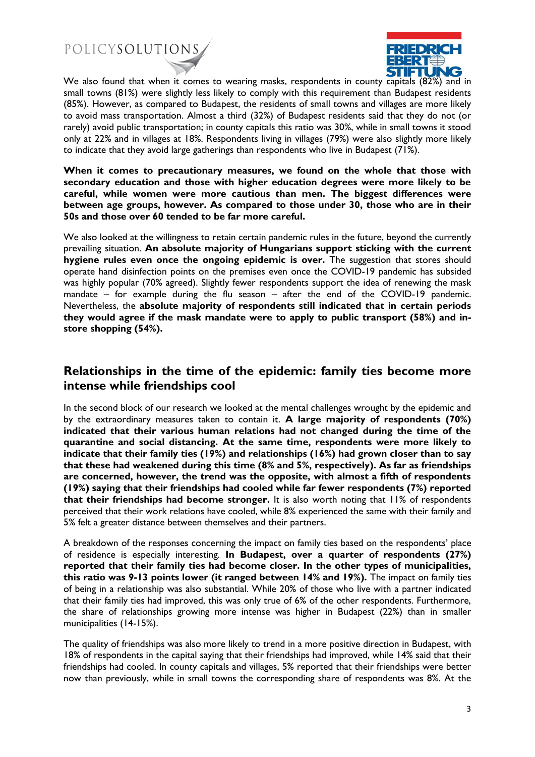We also found that when it comes to wearing masks, respondents in county capitals (82%) and in small towns (81%) were slightly less likely to comply with this requirement than Budapest residents (85%). However, as compared to Budapest, the residents of small towns and villages are more likely to avoid mass transportation. Almost a third (32%) of Budapest residents said that they do not (or rarely) avoid public transportation; in county capitals this ratio was 30%, while in small towns it stood only at 22% and in villages at 18%. Respondents living in villages (79%) were also slightly more likely to indicate that they avoid large gatherings than respondents who live in Budapest (71%).

**When it comes to precautionary measures, we found on the whole that those with secondary education and those with higher education degrees were more likely to be careful, while women were more cautious than men. The biggest differences were between age groups, however. As compared to those under 30, those who are in their 50s and those over 60 tended to be far more careful.**

We also looked at the willingness to retain certain pandemic rules in the future, beyond the currently prevailing situation. **An absolute majority of Hungarians support sticking with the current hygiene rules even once the ongoing epidemic is over.** The suggestion that stores should operate hand disinfection points on the premises even once the COVID-19 pandemic has subsided was highly popular (70% agreed). Slightly fewer respondents support the idea of renewing the mask mandate – for example during the flu season – after the end of the COVID-19 pandemic. Nevertheless, the **absolute majority of respondents still indicated that in certain periods they would agree if the mask mandate were to apply to public transport (58%) and in-store shopping (54%).**

## Relationships in the time of the epidemic: family ties become more intense while friendships cool

In the second block of our research we looked at the mental challenges wrought by the epidemic and by the extraordinary measures taken to contain it. **A large majority of respondents (70%) indicated that their various human relations had not changed during the time of the quarantine and social distancing. At the same time, respondents were more likely to indicate that their family ties (19%) and relationships (16%) had grown closer than to say that these had weakened during this time (8% and 5%, respectively). As far as friendships are concerned, however, the trend was the opposite, with almost a fifth of respondents (19%) saying that their friendships had cooled while far fewer respondents (7%) reported that their friendships had become stronger.** It is also worth noting that 11% of respondents perceived that their work relations have cooled, while 8% experienced the same with their family and 5% felt a greater distance between themselves and their partners.

A breakdown of the responses concerning the impact on family ties based on the respondents' place of residence is especially interesting. **In Budapest, over a quarter of respondents (27%) reported that their family ties had become closer. In the other types of municipalities, this ratio was 9-13 points lower (it ranged between 14% and 19%).** The impact on family ties of being in a relationship was also substantial. While 20% of those who live with a partner indicated that their family ties had improved, this was only true of 6% of the other respondents. Furthermore, the share of relationships growing more intense was higher in Budapest (22%) than in smaller municipalities (14-15%).

The quality of friendships was also more likely to trend in a more positive direction in Budapest, with 18% of respondents in the capital saying that their friendships had improved, while 14% said that their friendships had cooled. In county capitals and villages, 5% reported that their friendships were better now than previously, while in small towns the corresponding share of respondents was 8%. At the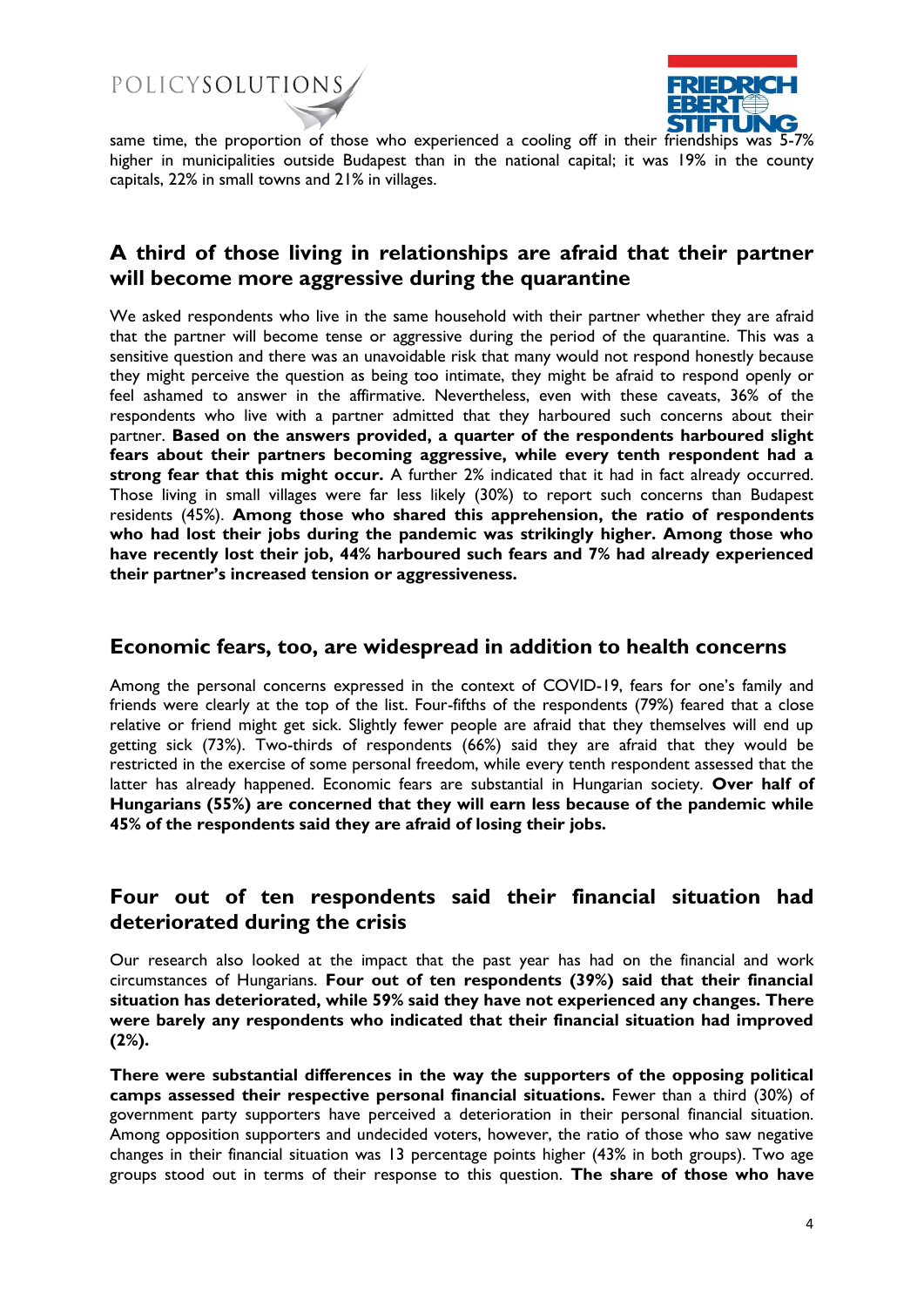same time, the proportion of those who experienced a cooling off in their friendships was 5-7% higher in municipalities outside Budapest than in the national capital; it was 19% in the county capitals, 22% in small towns and 21% in villages.

## A third of those living in relationships are afraid that their partner will become more aggressive during the quarantine

We asked respondents who live in the same household with their partner whether they are afraid that the partner will become tense or aggressive during the period of the quarantine. This was a sensitive question and there was an unavoidable risk that many would not respond honestly because they might perceive the question as being too intimate, they might be afraid to respond openly or feel ashamed to answer in the affirmative. Nevertheless, even with these caveats, 36% of the respondents who live with a partner admitted that they harboured such concerns about their partner. **Based on the answers provided, a quarter of the respondents harboured slight fears about their partners becoming aggressive, while every tenth respondent had a strong fear that this might occur.** A further 2% indicated that it had in fact already occurred. Those living in small villages were far less likely (30%) to report such concerns than Budapest residents (45%). **Among those who shared this apprehension, the ratio of respondents who had lost their jobs during the pandemic was strikingly higher. Among those who have recently lost their job, 44% harboured such fears and 7% had already experienced their partner's increased tension or aggressiveness.**

## Economic fears, too, are widespread in addition to health concerns

Among the personal concerns expressed in the context of COVID-19, fears for one's family and friends were clearly at the top of the list. Four-fifths of the respondents (79%) feared that a close relative or friend might get sick. Slightly fewer people are afraid that they themselves will end up getting sick (73%). Two-thirds of respondents (66%) said they are afraid that they would be restricted in the exercise of some personal freedom, while every tenth respondent assessed that the latter has already happened. Economic fears are substantial in Hungarian society. **Over half of Hungarians (55%) are concerned that they will earn less because of the pandemic while 45% of the respondents said they are afraid of losing their jobs.**

## Four out of ten respondents said their financial situation had deteriorated during the crisis

Our research also looked at the impact that the past year has had on the financial and work circumstances of Hungarians. **Four out of ten respondents (39%) said that their financial situation has deteriorated, while 59% said they have not experienced any changes. There were barely any respondents who indicated that their financial situation had improved (2%).**

**There were substantial differences in the way the supporters of the opposing political camps assessed their respective personal financial situations.** Fewer than a third (30%) of government party supporters have perceived a deterioration in their personal financial situation. Among opposition supporters and undecided voters, however, the ratio of those who saw negative changes in their financial situation was 13 percentage points higher (43% in both groups). Two age groups stood out in terms of their response to this question. **The share of those who have**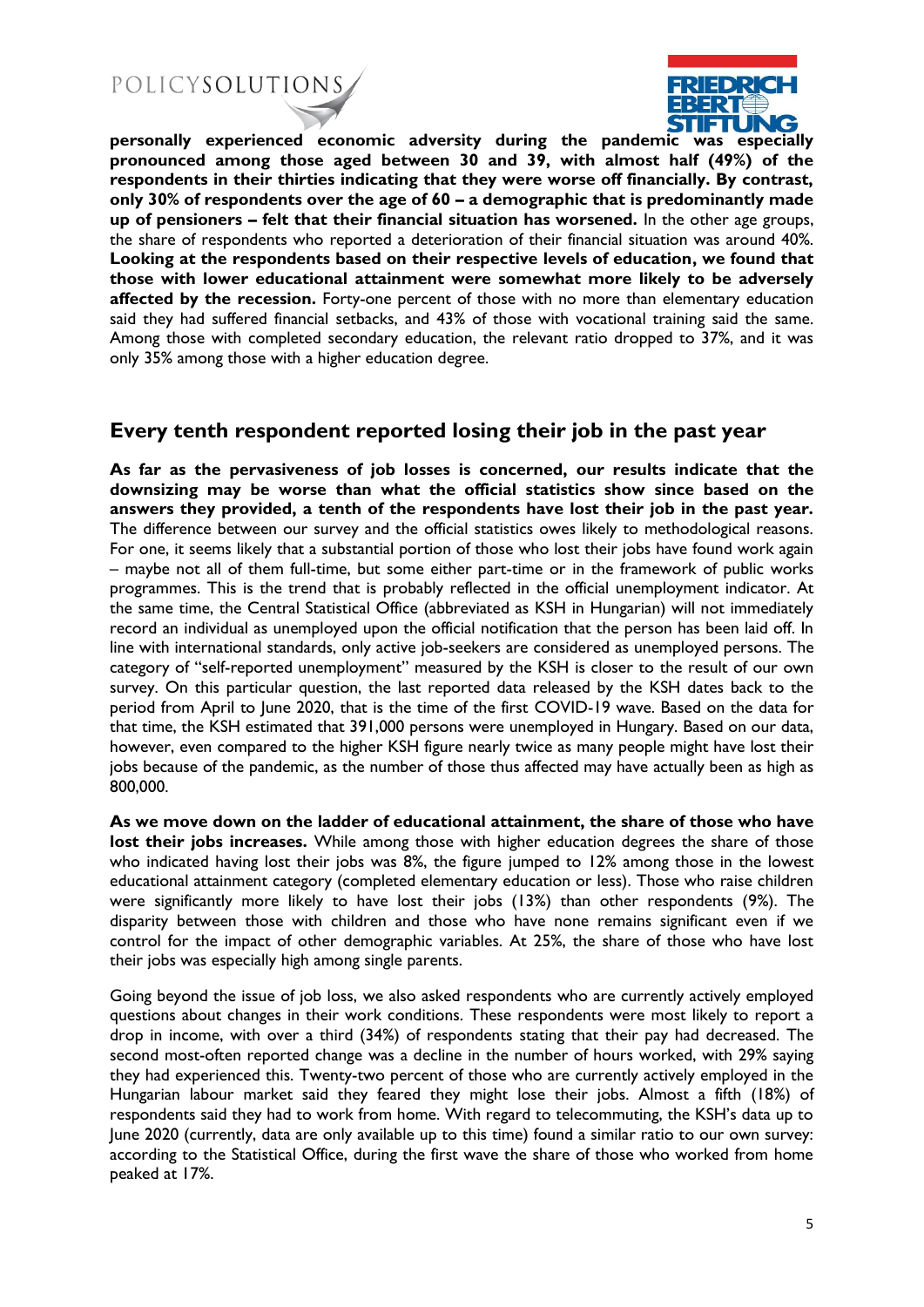**personally experienced economic adversity during the pandemic was especially pronounced among those aged between 30 and 39, with almost half (49%) of the respondents in their thirties indicating that they were worse off financially. By contrast, only 30% of respondents over the age of 60 – a demographic that is predominantly made up of pensioners – felt that their financial situation has worsened.** In the other age groups, the share of respondents who reported a deterioration of their financial situation was around 40%. **Looking at the respondents based on their respective levels of education, we found that those with lower educational attainment were somewhat more likely to be adversely affected by the recession.** Forty-one percent of those with no more than elementary education said they had suffered financial setbacks, and 43% of those with vocational training said the same. Among those with completed secondary education, the relevant ratio dropped to 37%, and it was only 35% among those with a higher education degree.

## Every tenth respondent reported losing their job in the past year

**As far as the pervasiveness of job losses is concerned, our results indicate that the downsizing may be worse than what the official statistics show since based on the answers they provided, a tenth of the respondents have lost their job in the past year.** The difference between our survey and the official statistics owes likely to methodological reasons. For one, it seems likely that a substantial portion of those who lost their jobs have found work again – maybe not all of them full-time, but some either part-time or in the framework of public works programmes. This is the trend that is probably reflected in the official unemployment indicator. At the same time, the Central Statistical Office (abbreviated as KSH in Hungarian) will not immediately record an individual as unemployed upon the official notification that the person has been laid off. In line with international standards, only active job-seekers are considered as unemployed persons. The category of "self-reported unemployment" measured by the KSH is closer to the result of our own survey. On this particular question, the last reported data released by the KSH dates back to the period from April to June 2020, that is the time of the first COVID-19 wave. Based on the data for that time, the KSH estimated that 391,000 persons were unemployed in Hungary. Based on our data, however, even compared to the higher KSH figure nearly twice as many people might have lost their jobs because of the pandemic, as the number of those thus affected may have actually been as high as 800,000.

**As we move down on the ladder of educational attainment, the share of those who have lost their jobs increases.** While among those with higher education degrees the share of those who indicated having lost their jobs was 8%, the figure jumped to 12% among those in the lowest educational attainment category (completed elementary education or less). Those who raise children were significantly more likely to have lost their jobs (13%) than other respondents (9%). The disparity between those with children and those who have none remains significant even if we control for the impact of other demographic variables. At 25%, the share of those who have lost their jobs was especially high among single parents.

Going beyond the issue of job loss, we also asked respondents who are currently actively employed questions about changes in their work conditions. These respondents were most likely to report a drop in income, with over a third (34%) of respondents stating that their pay had decreased. The second most-often reported change was a decline in the number of hours worked, with 29% saying they had experienced this. Twenty-two percent of those who are currently actively employed in the Hungarian labour market said they feared they might lose their jobs. Almost a fifth (18%) of respondents said they had to work from home. With regard to telecommuting, the KSH's data up to June 2020 (currently, data are only available up to this time) found a similar ratio to our own survey: according to the Statistical Office, during the first wave the share of those who worked from home peaked at 17%.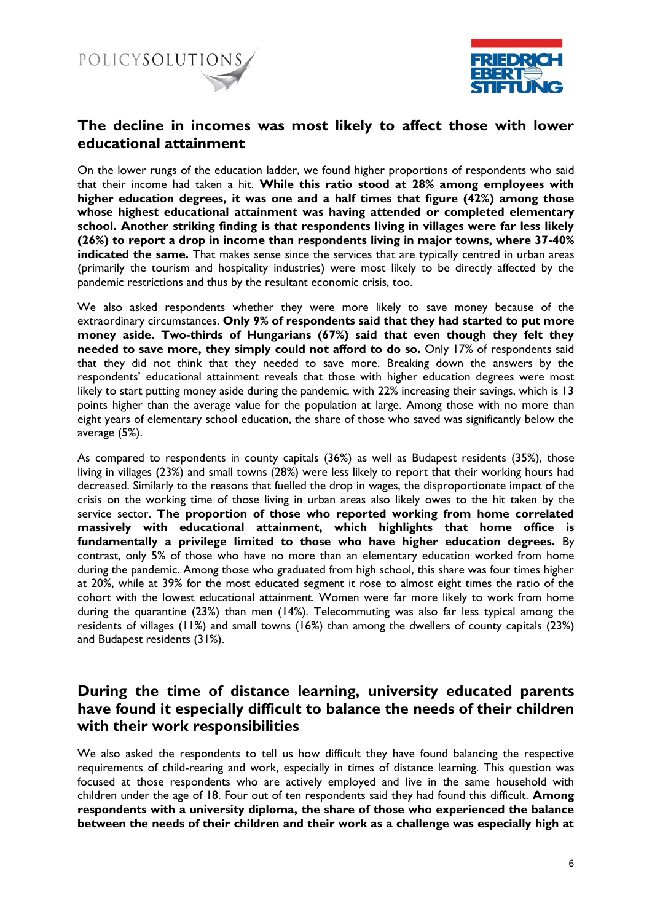## The decline in incomes was most likely to affect those with lower educational attainment

On the lower rungs of the education ladder, we found higher proportions of respondents who said that their income had taken a hit. **While this ratio stood at 28% among employees with higher education degrees, it was one and a half times that figure (42%) among those whose highest educational attainment was having attended or completed elementary school. Another striking finding is that respondents living in villages were far less likely (26%) to report a drop in income than respondents living in major towns, where 37-40% indicated the same.** That makes sense since the services that are typically centred in urban areas (primarily the tourism and hospitality industries) were most likely to be directly affected by the pandemic restrictions and thus by the resultant economic crisis, too.

We also asked respondents whether they were more likely to save money because of the extraordinary circumstances. **Only 9% of respondents said that they had started to put more money aside. Two-thirds of Hungarians (67%) said that even though they felt they needed to save more, they simply could not afford to do so.** Only 17% of respondents said that they did not think that they needed to save more. Breaking down the answers by the respondents' educational attainment reveals that those with higher education degrees were most likely to start putting money aside during the pandemic, with 22% increasing their savings, which is 13 points higher than the average value for the population at large. Among those with no more than eight years of elementary school education, the share of those who saved was significantly below the average (5%).

As compared to respondents in county capitals (36%) as well as Budapest residents (35%), those living in villages (23%) and small towns (28%) were less likely to report that their working hours had decreased. Similarly to the reasons that fuelled the drop in wages, the disproportionate impact of the crisis on the working time of those living in urban areas also likely owes to the hit taken by the service sector. **The proportion of those who reported working from home correlated massively with educational attainment, which highlights that home office is fundamentally a privilege limited to those who have higher education degrees.** By contrast, only 5% of those who have no more than an elementary education worked from home during the pandemic. Among those who graduated from high school, this share was four times higher at 20%, while at 39% for the most educated segment it rose to almost eight times the ratio of the cohort with the lowest educational attainment. Women were far more likely to work from home during the quarantine (23%) than men (14%). Telecommuting was also far less typical among the residents of villages (11%) and small towns (16%) than among the dwellers of county capitals (23%) and Budapest residents (31%).

## During the time of distance learning, university educated parents have found it especially difficult to balance the needs of their children with their work responsibilities

We also asked the respondents to tell us how difficult they have found balancing the respective requirements of child-rearing and work, especially in times of distance learning. This question was focused at those respondents who are actively employed and live in the same household with children under the age of 18. Four out of ten respondents said they had found this difficult. **Among respondents with a university diploma, the share of those who experienced the balance between the needs of their children and their work as a challenge was especially high at**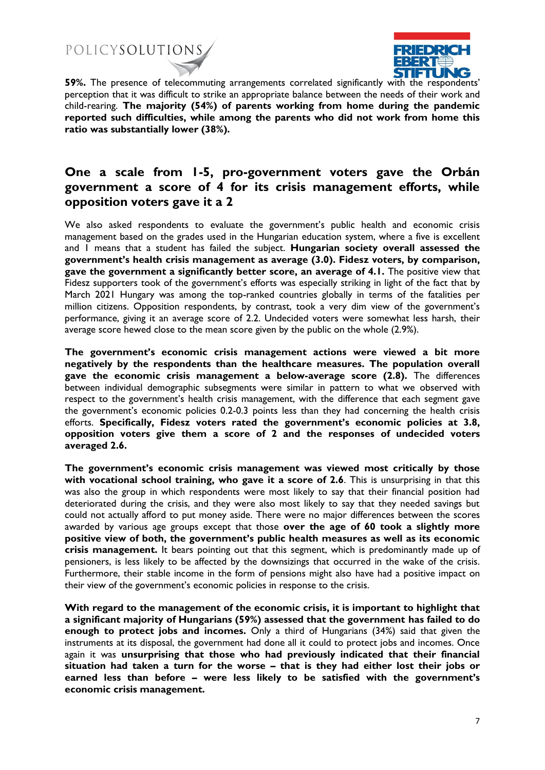**59%.** The presence of telecommuting arrangements correlated significantly with the respondents' perception that it was difficult to strike an appropriate balance between the needs of their work and child-rearing. **The majority (54%) of parents working from home during the pandemic reported such difficulties, while among the parents who did not work from home this ratio was substantially lower (38%).**

## One a scale from 1-5, pro-government voters gave the Orbán government a score of 4 for its crisis management efforts, while opposition voters gave it a 2

We also asked respondents to evaluate the government's public health and economic crisis management based on the grades used in the Hungarian education system, where a five is excellent and 1 means that a student has failed the subject. **Hungarian society overall assessed the government's health crisis management as average (3.0). Fidesz voters, by comparison, gave the government a significantly better score, an average of 4.1.** The positive view that Fidesz supporters took of the government's efforts was especially striking in light of the fact that by March 2021 Hungary was among the top-ranked countries globally in terms of the fatalities per million citizens. Opposition respondents, by contrast, took a very dim view of the government's performance, giving it an average score of 2.2. Undecided voters were somewhat less harsh, their average score hewed close to the mean score given by the public on the whole (2.9%).

**The government's economic crisis management actions were viewed a bit more negatively by the respondents than the healthcare measures. The population overall gave the economic crisis management a below-average score (2.8).** The differences between individual demographic subsegments were similar in pattern to what we observed with respect to the government's health crisis management, with the difference that each segment gave the government's economic policies 0.2-0.3 points less than they had concerning the health crisis efforts. **Specifically, Fidesz voters rated the government's economic policies at 3.8, opposition voters give them a score of 2 and the responses of undecided voters averaged 2.6.**

**The government's economic crisis management was viewed most critically by those with vocational school training, who gave it a score of 2.6**. This is unsurprising in that this was also the group in which respondents were most likely to say that their financial position had deteriorated during the crisis, and they were also most likely to say that they needed savings but could not actually afford to put money aside. There were no major differences between the scores awarded by various age groups except that those **over the age of 60 took a slightly more positive view of both, the government's public health measures as well as its economic crisis management.** It bears pointing out that this segment, which is predominantly made up of pensioners, is less likely to be affected by the downsizings that occurred in the wake of the crisis. Furthermore, their stable income in the form of pensions might also have had a positive impact on their view of the government's economic policies in response to the crisis.

**With regard to the management of the economic crisis, it is important to highlight that a significant majority of Hungarians (59%) assessed that the government has failed to do enough to protect jobs and incomes.** Only a third of Hungarians (34%) said that given the instruments at its disposal, the government had done all it could to protect jobs and incomes. Once again it was **unsurprising that those who had previously indicated that their financial situation had taken a turn for the worse – that is they had either lost their jobs or earned less than before – were less likely to be satisfied with the government's economic crisis management.**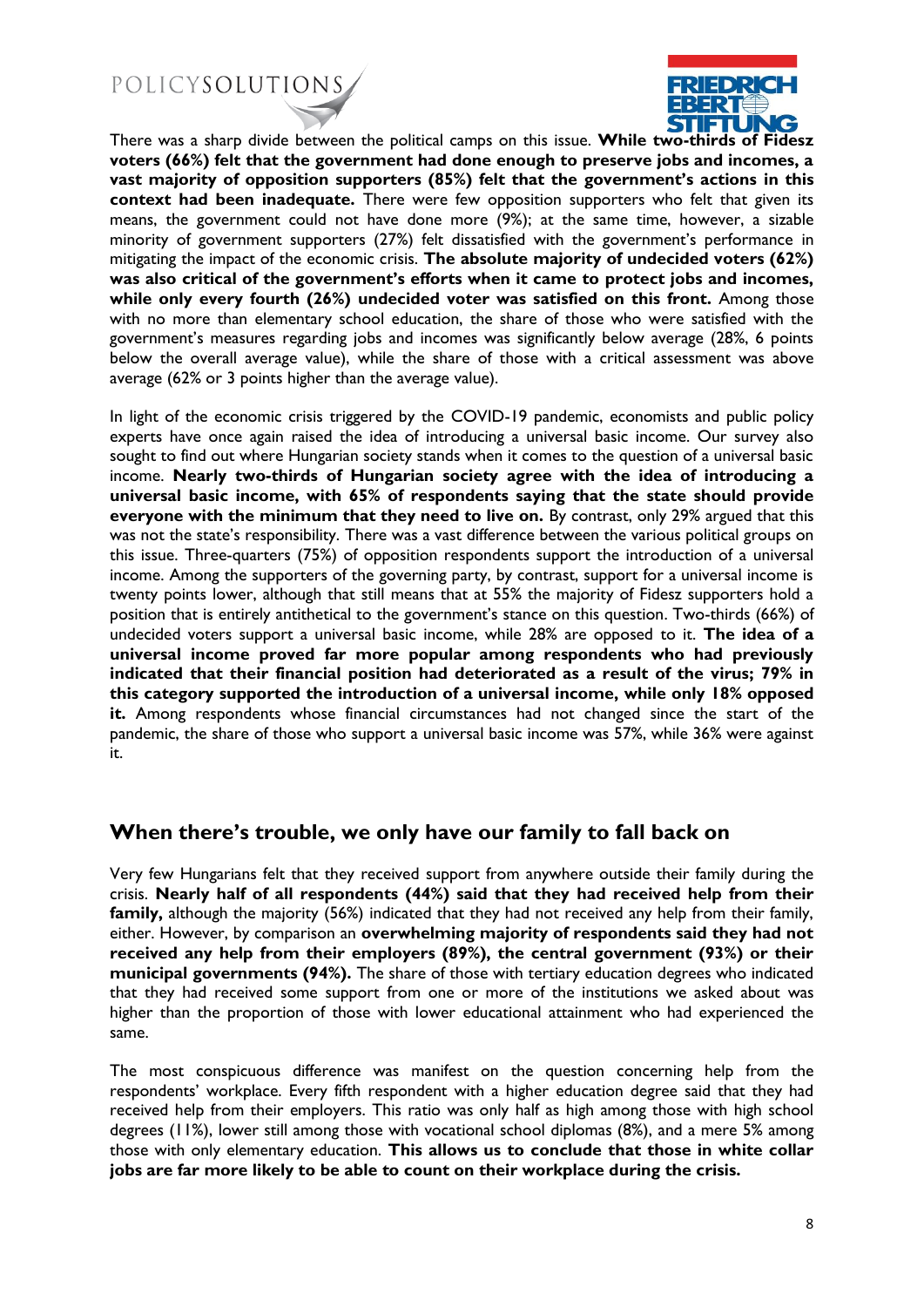There was a sharp divide between the political camps on this issue. **While two-thirds of Fidesz voters (66%) felt that the government had done enough to preserve jobs and incomes, a vast majority of opposition supporters (85%) felt that the government's actions in this context had been inadequate.** There were few opposition supporters who felt that given its means, the government could not have done more (9%); at the same time, however, a sizable minority of government supporters (27%) felt dissatisfied with the government's performance in mitigating the impact of the economic crisis. **The absolute majority of undecided voters (62%) was also critical of the government's efforts when it came to protect jobs and incomes, while only every fourth (26%) undecided voter was satisfied on this front.** Among those with no more than elementary school education, the share of those who were satisfied with the government's measures regarding jobs and incomes was significantly below average (28%, 6 points below the overall average value), while the share of those with a critical assessment was above average (62% or 3 points higher than the average value).

In light of the economic crisis triggered by the COVID-19 pandemic, economists and public policy experts have once again raised the idea of introducing a universal basic income. Our survey also sought to find out where Hungarian society stands when it comes to the question of a universal basic income. **Nearly two-thirds of Hungarian society agree with the idea of introducing a universal basic income, with 65% of respondents saying that the state should provide everyone with the minimum that they need to live on.** By contrast, only 29% argued that this was not the state's responsibility. There was a vast difference between the various political groups on this issue. Three-quarters (75%) of opposition respondents support the introduction of a universal income. Among the supporters of the governing party, by contrast, support for a universal income is twenty points lower, although that still means that at 55% the majority of Fidesz supporters hold a position that is entirely antithetical to the government's stance on this question. Two-thirds (66%) of undecided voters support a universal basic income, while 28% are opposed to it. **The idea of a universal income proved far more popular among respondents who had previously indicated that their financial position had deteriorated as a result of the virus; 79% in this category supported the introduction of a universal income, while only 18% opposed it.** Among respondents whose financial circumstances had not changed since the start of the pandemic, the share of those who support a universal basic income was 57%, while 36% were against it.

## When there's trouble, we only have our family to fall back on

Very few Hungarians felt that they received support from anywhere outside their family during the crisis. **Nearly half of all respondents (44%) said that they had received help from their family,** although the majority (56%) indicated that they had not received any help from their family, either. However, by comparison an **overwhelming majority of respondents said they had not received any help from their employers (89%), the central government (93%) or their municipal governments (94%).** The share of those with tertiary education degrees who indicated that they had received some support from one or more of the institutions we asked about was higher than the proportion of those with lower educational attainment who had experienced the same.

The most conspicuous difference was manifest on the question concerning help from the respondents' workplace. Every fifth respondent with a higher education degree said that they had received help from their employers. This ratio was only half as high among those with high school degrees (11%), lower still among those with vocational school diplomas (8%), and a mere 5% among those with only elementary education. **This allows us to conclude that those in white collar jobs are far more likely to be able to count on their workplace during the crisis.**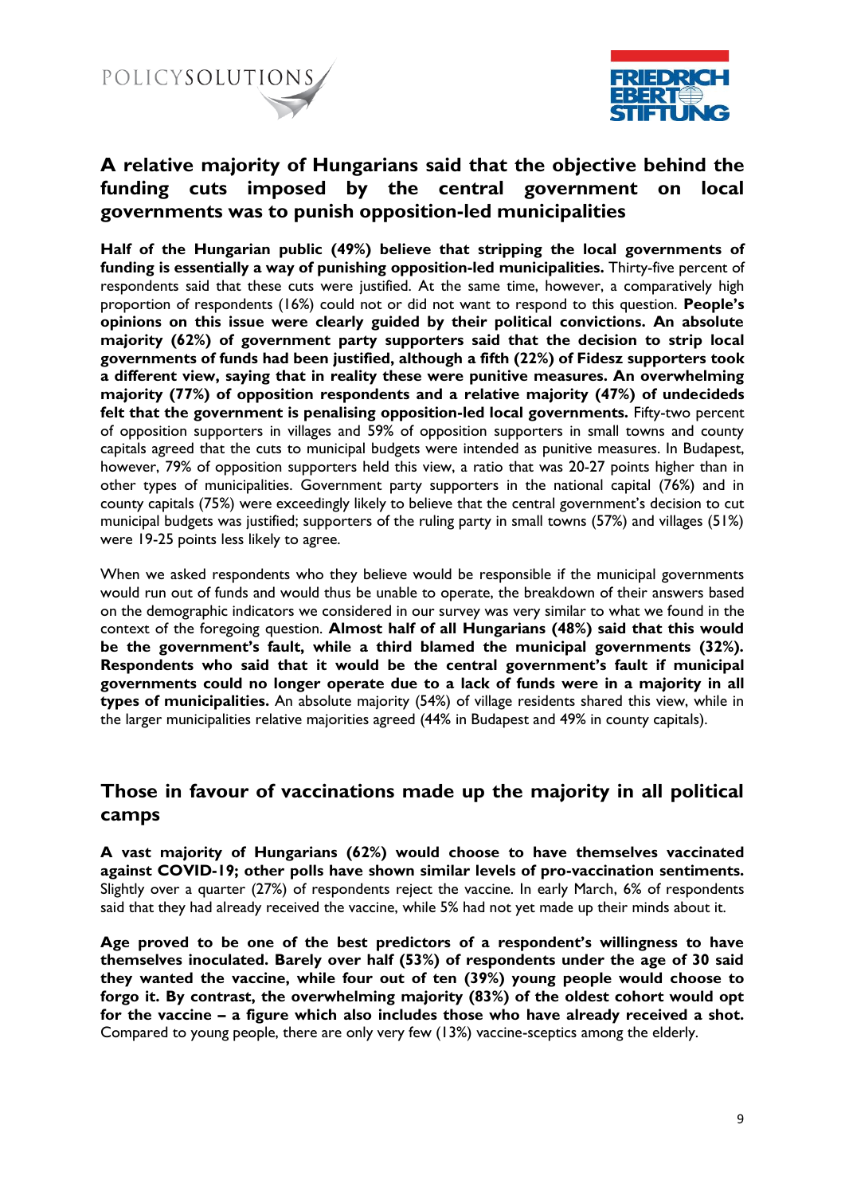## A relative majority of Hungarians said that the objective behind the funding cuts imposed by the central government on local governments was to punish opposition-led municipalities

**Half of the Hungarian public (49%) believe that stripping the local governments of funding is essentially a way of punishing opposition-led municipalities.** Thirty-five percent of respondents said that these cuts were justified. At the same time, however, a comparatively high proportion of respondents (16%) could not or did not want to respond to this question. **People's opinions on this issue were clearly guided by their political convictions. An absolute majority (62%) of government party supporters said that the decision to strip local governments of funds had been justified, although a fifth (22%) of Fidesz supporters took a different view, saying that in reality these were punitive measures. An overwhelming majority (77%) of opposition respondents and a relative majority (47%) of undecideds felt that the government is penalising opposition-led local governments.** Fifty-two percent of opposition supporters in villages and 59% of opposition supporters in small towns and county capitals agreed that the cuts to municipal budgets were intended as punitive measures. In Budapest, however, 79% of opposition supporters held this view, a ratio that was 20-27 points higher than in other types of municipalities. Government party supporters in the national capital (76%) and in county capitals (75%) were exceedingly likely to believe that the central government's decision to cut municipal budgets was justified; supporters of the ruling party in small towns (57%) and villages (51%) were 19-25 points less likely to agree.

When we asked respondents who they believe would be responsible if the municipal governments would run out of funds and would thus be unable to operate, the breakdown of their answers based on the demographic indicators we considered in our survey was very similar to what we found in the context of the foregoing question. **Almost half of all Hungarians (48%) said that this would be the government's fault, while a third blamed the municipal governments (32%). Respondents who said that it would be the central government's fault if municipal governments could no longer operate due to a lack of funds were in a majority in all types of municipalities.** An absolute majority (54%) of village residents shared this view, while in the larger municipalities relative majorities agreed (44% in Budapest and 49% in county capitals).

## Those in favour of vaccinations made up the majority in all political camps

**A vast majority of Hungarians (62%) would choose to have themselves vaccinated against COVID-19; other polls have shown similar levels of pro-vaccination sentiments.** Slightly over a quarter (27%) of respondents reject the vaccine. In early March, 6% of respondents said that they had already received the vaccine, while 5% had not yet made up their minds about it.

**Age proved to be one of the best predictors of a respondent's willingness to have themselves inoculated. Barely over half (53%) of respondents under the age of 30 said they wanted the vaccine, while four out of ten (39%) young people would choose to forgo it. By contrast, the overwhelming majority (83%) of the oldest cohort would opt for the vaccine – a figure which also includes those who have already received a shot.** Compared to young people, there are only very few (13%) vaccine-sceptics among the elderly.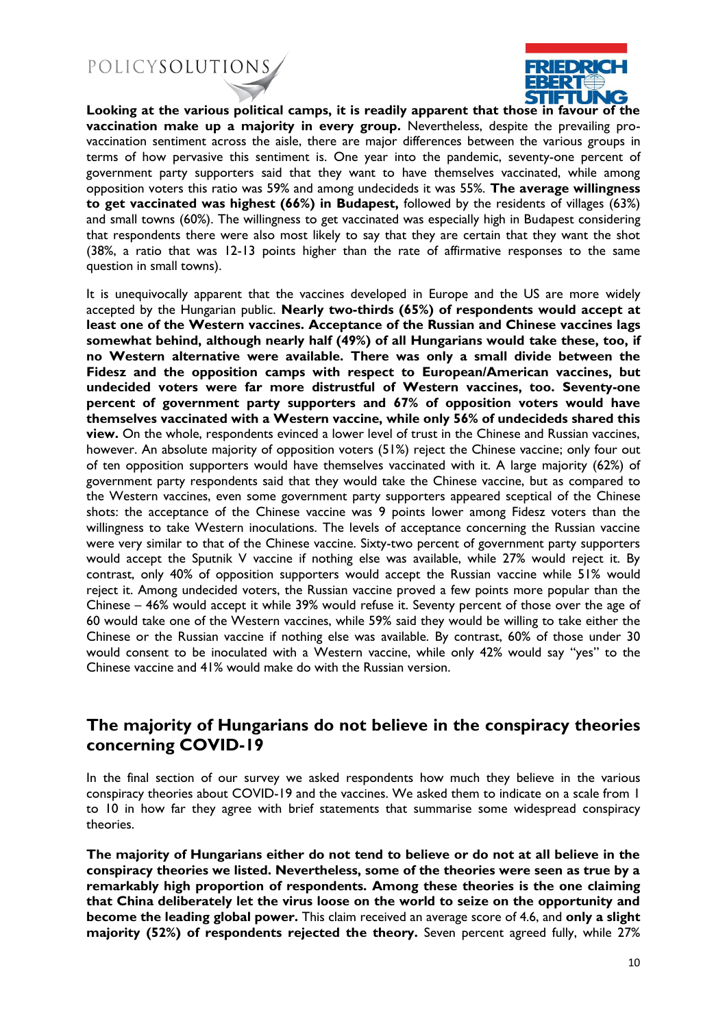**Looking at the various political camps, it is readily apparent that those in favour of the vaccination make up a majority in every group.** Nevertheless, despite the prevailing pro-vaccination sentiment across the aisle, there are major differences between the various groups in terms of how pervasive this sentiment is. One year into the pandemic, seventy-one percent of government party supporters said that they want to have themselves vaccinated, while among opposition voters this ratio was 59% and among undecideds it was 55%. **The average willingness to get vaccinated was highest (66%) in Budapest,** followed by the residents of villages (63%) and small towns (60%). The willingness to get vaccinated was especially high in Budapest considering that respondents there were also most likely to say that they are certain that they want the shot (38%, a ratio that was 12-13 points higher than the rate of affirmative responses to the same question in small towns).

It is unequivocally apparent that the vaccines developed in Europe and the US are more widely accepted by the Hungarian public. **Nearly two-thirds (65%) of respondents would accept at least one of the Western vaccines. Acceptance of the Russian and Chinese vaccines lags somewhat behind, although nearly half (49%) of all Hungarians would take these, too, if no Western alternative were available. There was only a small divide between the Fidesz and the opposition camps with respect to European/American vaccines, but undecided voters were far more distrustful of Western vaccines, too. Seventy-one percent of government party supporters and 67% of opposition voters would have themselves vaccinated with a Western vaccine, while only 56% of undecideds shared this view.** On the whole, respondents evinced a lower level of trust in the Chinese and Russian vaccines, however. An absolute majority of opposition voters (51%) reject the Chinese vaccine; only four out of ten opposition supporters would have themselves vaccinated with it. A large majority (62%) of government party respondents said that they would take the Chinese vaccine, but as compared to the Western vaccines, even some government party supporters appeared sceptical of the Chinese shots: the acceptance of the Chinese vaccine was 9 points lower among Fidesz voters than the willingness to take Western inoculations. The levels of acceptance concerning the Russian vaccine were very similar to that of the Chinese vaccine. Sixty-two percent of government party supporters would accept the Sputnik V vaccine if nothing else was available, while 27% would reject it. By contrast, only 40% of opposition supporters would accept the Russian vaccine while 51% would reject it. Among undecided voters, the Russian vaccine proved a few points more popular than the Chinese – 46% would accept it while 39% would refuse it. Seventy percent of those over the age of 60 would take one of the Western vaccines, while 59% said they would be willing to take either the Chinese or the Russian vaccine if nothing else was available. By contrast, 60% of those under 30 would consent to be inoculated with a Western vaccine, while only 42% would say "yes" to the Chinese vaccine and 41% would make do with the Russian version.

## The majority of Hungarians do not believe in the conspiracy theories concerning COVID-19

In the final section of our survey we asked respondents how much they believe in the various conspiracy theories about COVID-19 and the vaccines. We asked them to indicate on a scale from 1 to 10 in how far they agree with brief statements that summarise some widespread conspiracy theories.

**The majority of Hungarians either do not tend to believe or do not at all believe in the conspiracy theories we listed. Nevertheless, some of the theories were seen as true by a remarkably high proportion of respondents. Among these theories is the one claiming that China deliberately let the virus loose on the world to seize on the opportunity and become the leading global power.** This claim received an average score of 4.6, and **only a slight majority (52%) of respondents rejected the theory.** Seven percent agreed fully, while 27%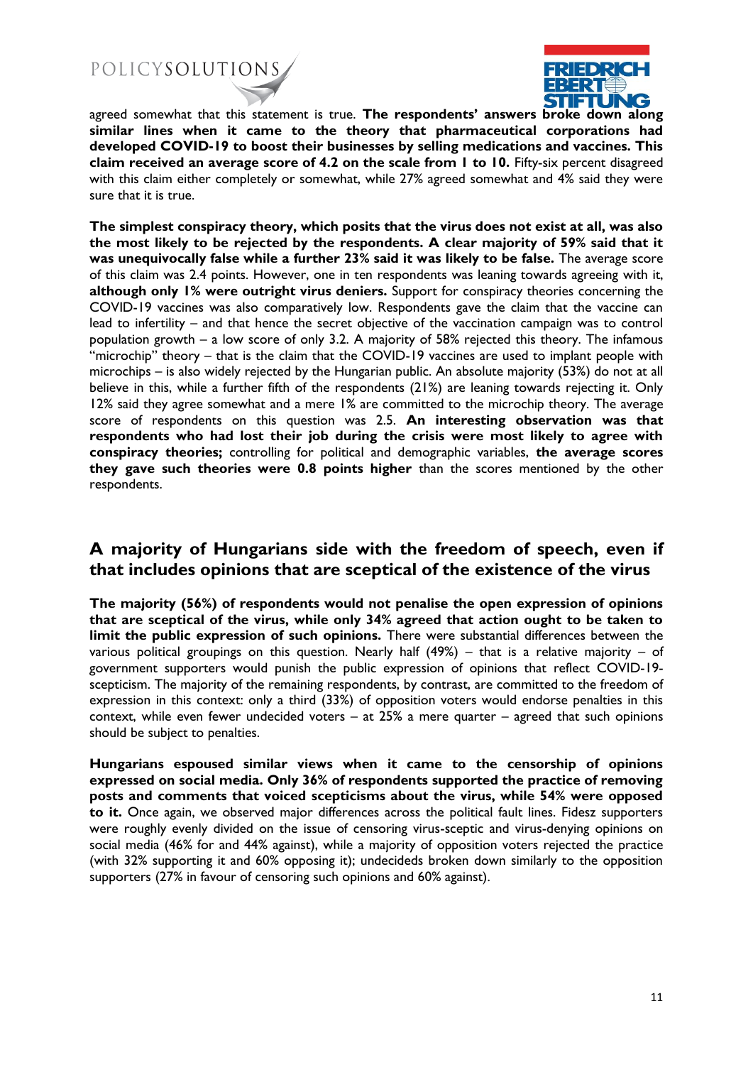agreed somewhat that this statement is true. **The respondents' answers broke down along similar lines when it came to the theory that pharmaceutical corporations had developed COVID-19 to boost their businesses by selling medications and vaccines. This claim received an average score of 4.2 on the scale from 1 to 10.** Fifty-six percent disagreed with this claim either completely or somewhat, while 27% agreed somewhat and 4% said they were sure that it is true.

**The simplest conspiracy theory, which posits that the virus does not exist at all, was also the most likely to be rejected by the respondents. A clear majority of 59% said that it was unequivocally false while a further 23% said it was likely to be false.** The average score of this claim was 2.4 points. However, one in ten respondents was leaning towards agreeing with it, **although only 1% were outright virus deniers.** Support for conspiracy theories concerning the COVID-19 vaccines was also comparatively low. Respondents gave the claim that the vaccine can lead to infertility – and that hence the secret objective of the vaccination campaign was to control population growth – a low score of only 3.2. A majority of 58% rejected this theory. The infamous "microchip" theory – that is the claim that the COVID-19 vaccines are used to implant people with microchips – is also widely rejected by the Hungarian public. An absolute majority (53%) do not at all believe in this, while a further fifth of the respondents (21%) are leaning towards rejecting it. Only 12% said they agree somewhat and a mere 1% are committed to the microchip theory. The average score of respondents on this question was 2.5. **An interesting observation was that respondents who had lost their job during the crisis were most likely to agree with conspiracy theories;** controlling for political and demographic variables, **the average scores they gave such theories were 0.8 points higher** than the scores mentioned by the other respondents.

## A majority of Hungarians side with the freedom of speech, even if that includes opinions that are sceptical of the existence of the virus

**The majority (56%) of respondents would not penalise the open expression of opinions that are sceptical of the virus, while only 34% agreed that action ought to be taken to limit the public expression of such opinions.** There were substantial differences between the various political groupings on this question. Nearly half (49%) – that is a relative majority – of government supporters would punish the public expression of opinions that reflect COVID-19-scepticism. The majority of the remaining respondents, by contrast, are committed to the freedom of expression in this context: only a third (33%) of opposition voters would endorse penalties in this context, while even fewer undecided voters – at 25% a mere quarter – agreed that such opinions should be subject to penalties.

**Hungarians espoused similar views when it came to the censorship of opinions expressed on social media. Only 36% of respondents supported the practice of removing posts and comments that voiced scepticisms about the virus, while 54% were opposed to it.** Once again, we observed major differences across the political fault lines. Fidesz supporters were roughly evenly divided on the issue of censoring virus-sceptic and virus-denying opinions on social media (46% for and 44% against), while a majority of opposition voters rejected the practice (with 32% supporting it and 60% opposing it); undecideds broken down similarly to the opposition supporters (27% in favour of censoring such opinions and 60% against).